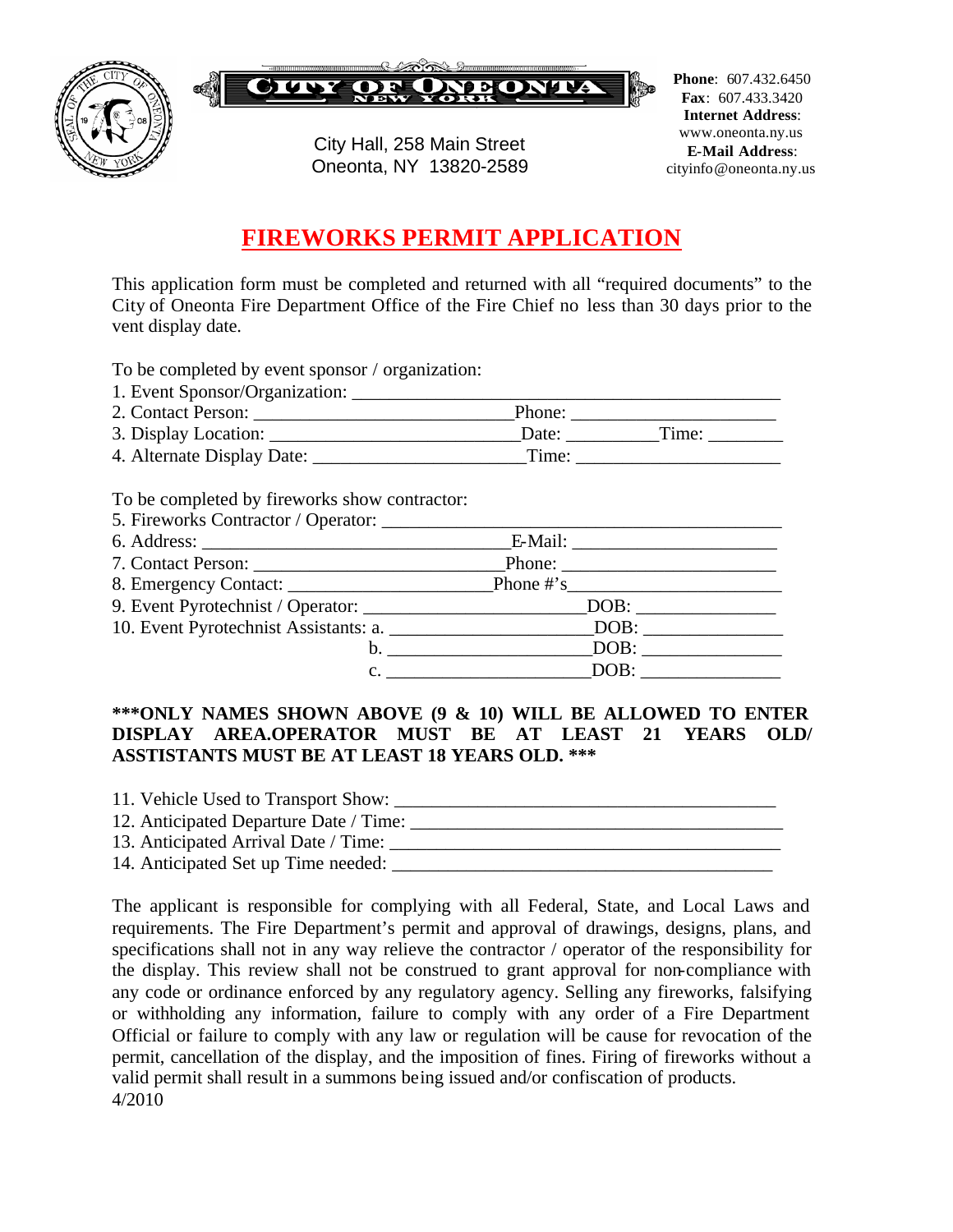# CITY OF ONEONTA
NEW YORK

City Hall, 258 Main Street
Oneonta, NY 13820-2589

**Phone**: 607.432.6450
**Fax**: 607.433.3420
**Internet Address**: www.oneonta.ny.us
**E-Mail Address**: cityinfo@oneonta.ny.us

## FIREWORKS PERMIT APPLICATION

This application form must be completed and returned with all "required documents" to the City of Oneonta Fire Department Office of the Fire Chief no less than 30 days prior to the vent display date.

To be completed by event sponsor / organization:

1. Event Sponsor/Organization: ______________________________________________
2. Contact Person: __________________________Phone: _____________________
3. Display Location: __________________________Date: _________Time: ________
4. Alternate Display Date: ______________________Time: _____________________

To be completed by fireworks show contractor:

5. Fireworks Contractor / Operator: ________________________________________
6. Address: _______________________________E-Mail: _____________________
7. Contact Person: __________________________Phone: ______________________
8. Emergency Contact: ____________________Phone #'s_______________________
9. Event Pyrotechnist / Operator: ______________________DOB: ______________
10. Event Pyrotechnist Assistants: a. ____________________DOB: ______________
    b. ____________________DOB: ______________
    c. ____________________DOB: ______________

**\*\*\*ONLY NAMES SHOWN ABOVE (9 & 10) WILL BE ALLOWED TO ENTER DISPLAY AREA.OPERATOR MUST BE AT LEAST 21 YEARS OLD/ ASSTISTANTS MUST BE AT LEAST 18 YEARS OLD. \*\*\***

11. Vehicle Used to Transport Show: ______________________________________
12. Anticipated Departure Date / Time: _____________________________________
13. Anticipated Arrival Date / Time: ______________________________________
14. Anticipated Set up Time needed: ______________________________________

The applicant is responsible for complying with all Federal, State, and Local Laws and requirements. The Fire Department's permit and approval of drawings, designs, plans, and specifications shall not in any way relieve the contractor / operator of the responsibility for the display. This review shall not be construed to grant approval for non-compliance with any code or ordinance enforced by any regulatory agency. Selling any fireworks, falsifying or withholding any information, failure to comply with any order of a Fire Department Official or failure to comply with any law or regulation will be cause for revocation of the permit, cancellation of the display, and the imposition of fines. Firing of fireworks without a valid permit shall result in a summons being issued and/or confiscation of products.

4/2010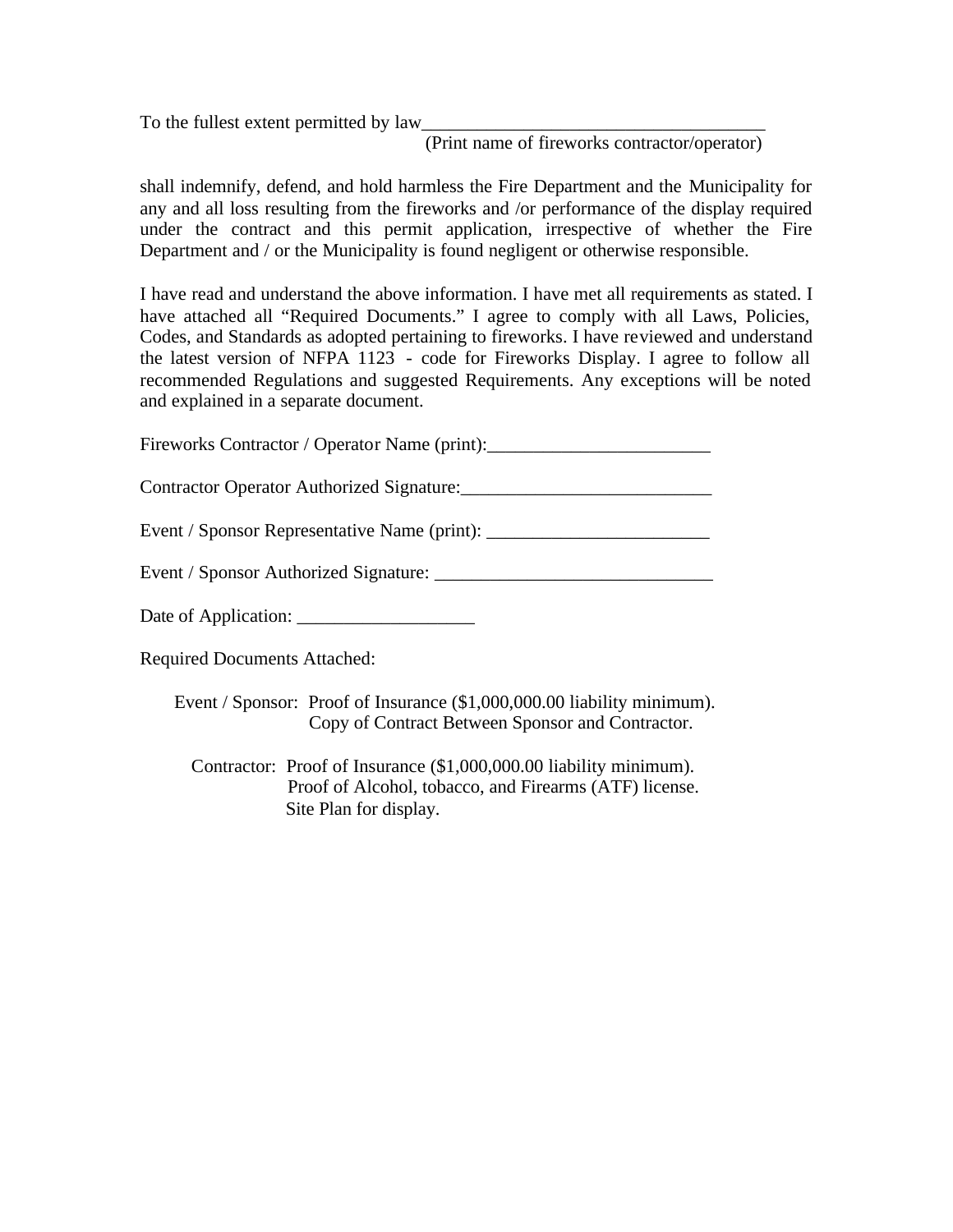To the fullest extent permitted by law_____________________________________
(Print name of fireworks contractor/operator)

shall indemnify, defend, and hold harmless the Fire Department and the Municipality for any and all loss resulting from the fireworks and /or performance of the display required under the contract and this permit application, irrespective of whether the Fire Department and / or the Municipality is found negligent or otherwise responsible.

I have read and understand the above information. I have met all requirements as stated. I have attached all "Required Documents." I agree to comply with all Laws, Policies, Codes, and Standards as adopted pertaining to fireworks. I have reviewed and understand the latest version of NFPA 1123 - code for Fireworks Display. I agree to follow all recommended Regulations and suggested Requirements. Any exceptions will be noted and explained in a separate document.

Fireworks Contractor / Operator Name (print):________________________

Contractor Operator Authorized Signature:___________________________

Event / Sponsor Representative Name (print): ________________________

Event / Sponsor Authorized Signature: ______________________________

Date of Application: ___________________

Required Documents Attached:

Event / Sponsor: Proof of Insurance ($1,000,000.00 liability minimum).
Copy of Contract Between Sponsor and Contractor.

Contractor: Proof of Insurance ($1,000,000.00 liability minimum).
Proof of Alcohol, tobacco, and Firearms (ATF) license.
Site Plan for display.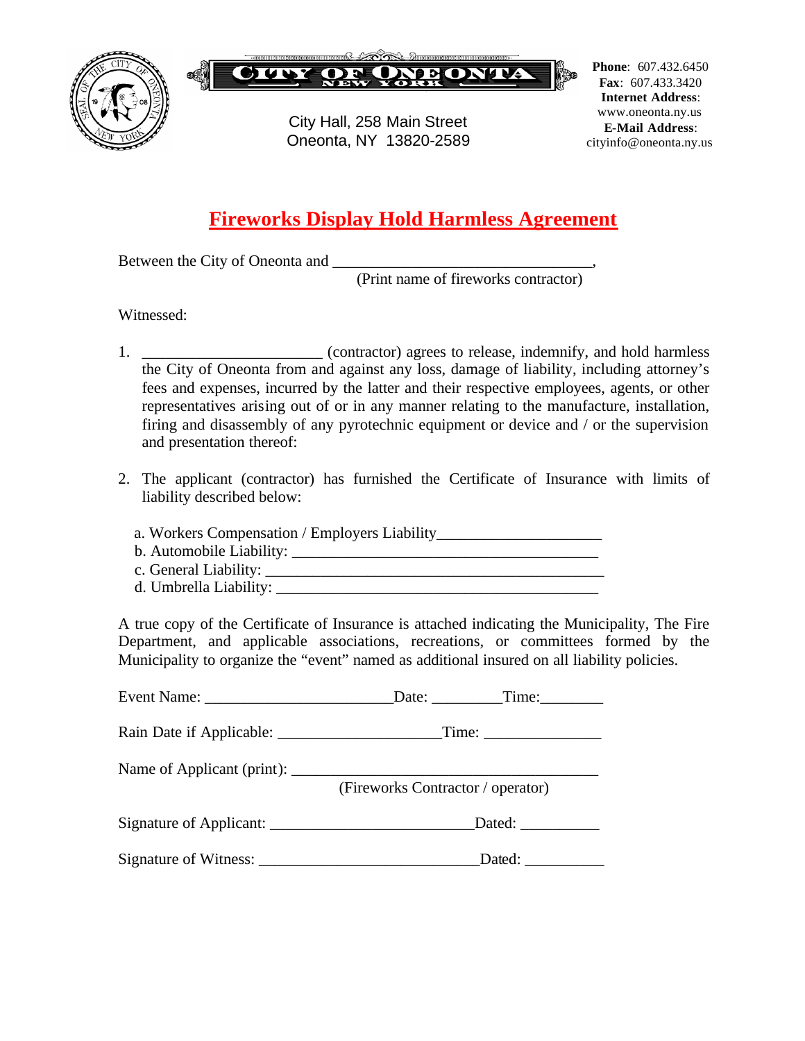CITY OF ONEONTA
NEW YORK

City Hall, 258 Main Street
Oneonta, NY 13820-2589

**Phone**: 607.432.6450
**Fax**: 607.433.3420
**Internet Address**:
www.oneonta.ny.us
**E-Mail Address**:
cityinfo@oneonta.ny.us

# Fireworks Display Hold Harmless Agreement

Between the City of Oneonta and ________________________________,
(Print name of fireworks contractor)

Witnessed:

1. ______________________ (contractor) agrees to release, indemnify, and hold harmless the City of Oneonta from and against any loss, damage of liability, including attorney's fees and expenses, incurred by the latter and their respective employees, agents, or other representatives arising out of or in any manner relating to the manufacture, installation, firing and disassembly of any pyrotechnic equipment or device and / or the supervision and presentation thereof:

2. The applicant (contractor) has furnished the Certificate of Insurance with limits of liability described below:

   a. Workers Compensation / Employers Liability____________________
   b. Automobile Liability: ______________________________________
   c. General Liability: __________________________________________
   d. Umbrella Liability: ________________________________________

A true copy of the Certificate of Insurance is attached indicating the Municipality, The Fire Department, and applicable associations, recreations, or committees formed by the Municipality to organize the "event" named as additional insured on all liability policies.

Event Name: _______________________Date: _________Time:________

Rain Date if Applicable: ____________________Time: _______________

Name of Applicant (print): ______________________________________
(Fireworks Contractor / operator)

Signature of Applicant: _________________________Dated: __________

Signature of Witness: ___________________________Dated: __________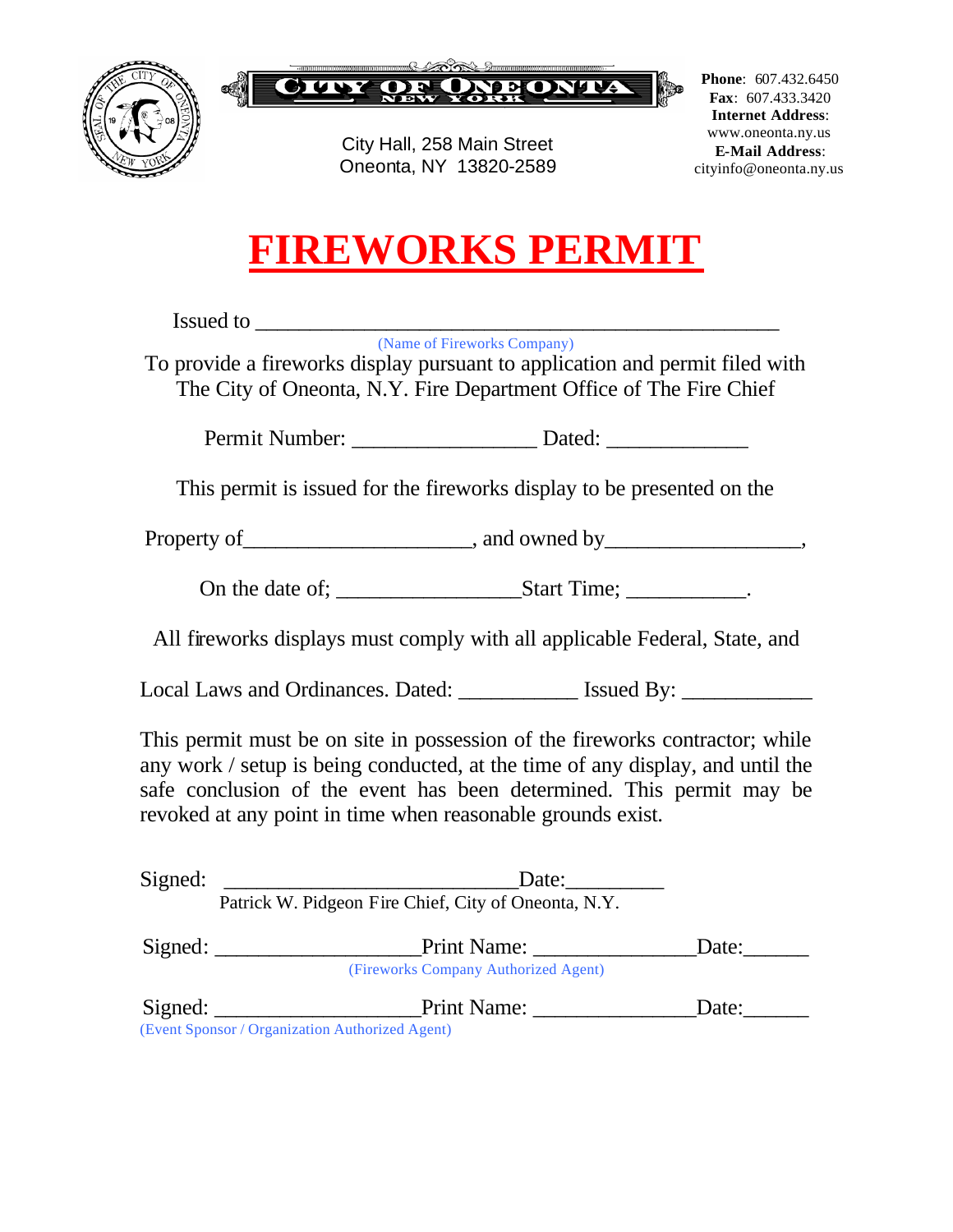CITY OF ONEONTA
NEW YORK

City Hall, 258 Main Street
Oneonta, NY 13820-2589

**Phone**: 607.432.6450
**Fax**: 607.433.3420
**Internet Address**:
www.oneonta.ny.us
**E-Mail Address**:
cityinfo@oneonta.ny.us

# FIREWORKS PERMIT

Issued to ______________________________________________
(Name of Fireworks Company)

To provide a fireworks display pursuant to application and permit filed with The City of Oneonta, N.Y. Fire Department Office of The Fire Chief

Permit Number: ________________ Dated: _____________

This permit is issued for the fireworks display to be presented on the

Property of____________________, and owned by_________________,

On the date of; ________________Start Time; ___________.

All fireworks displays must comply with all applicable Federal, State, and

Local Laws and Ordinances. Dated: ___________ Issued By: ____________

This permit must be on site in possession of the fireworks contractor; while any work / setup is being conducted, at the time of any display, and until the safe conclusion of the event has been determined. This permit may be revoked at any point in time when reasonable grounds exist.

Signed: __________________________Date:_________
Patrick W. Pidgeon Fire Chief, City of Oneonta, N.Y.

Signed: __________________Print Name: _______________Date:______
(Fireworks Company Authorized Agent)

Signed: __________________Print Name: _______________Date:______
(Event Sponsor / Organization Authorized Agent)